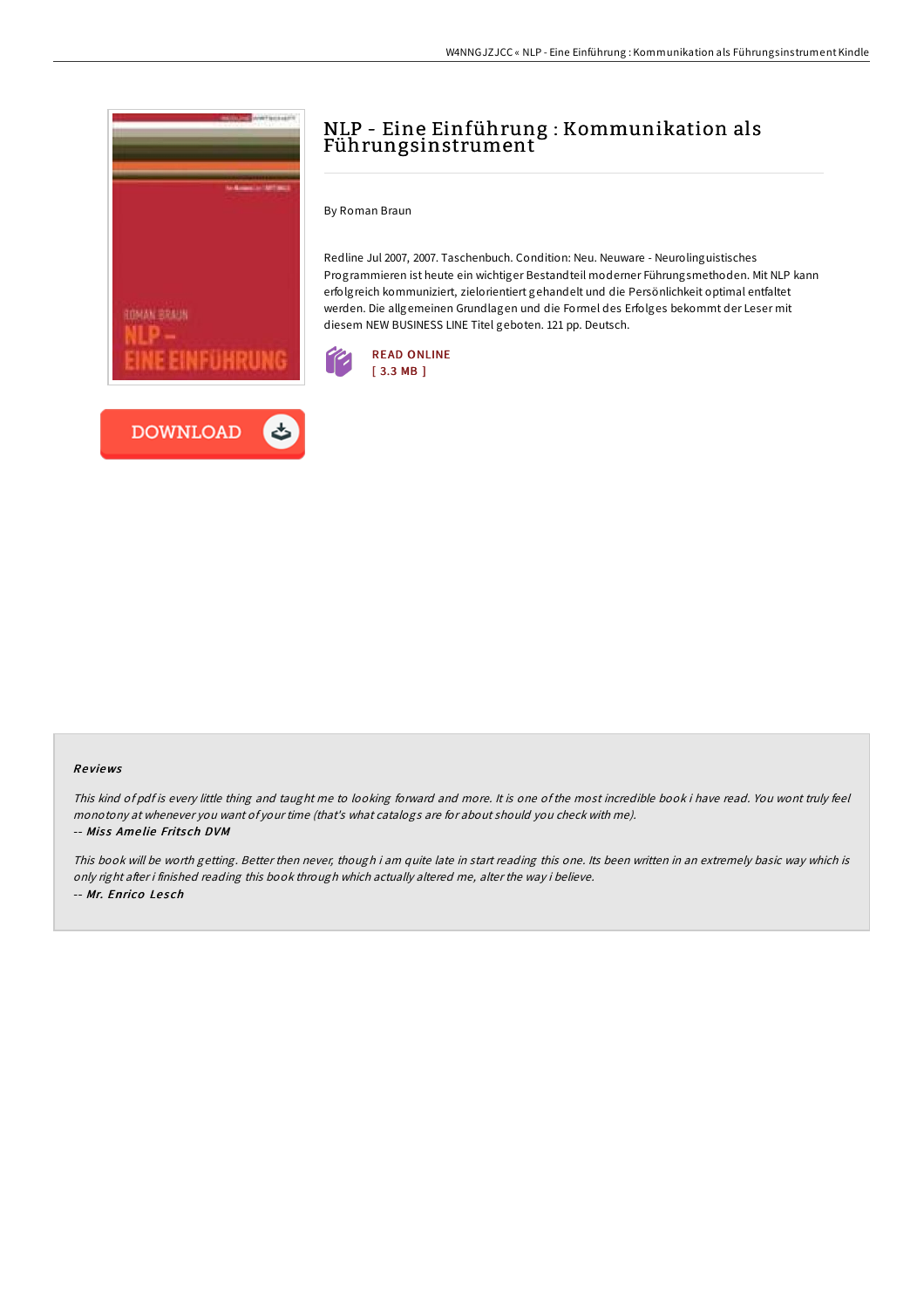# NLP - Eine Einführung : Kommunikation als Führungsinstrument

By Roman Braun

Redline Jul 2007, 2007. Taschenbuch. Condition: Neu. Neuware - Neurolinguistisches Programmieren ist heute ein wichtiger Bestandteil moderner Führungsmethoden. Mit NLP kann erfolgreich kommuniziert, zielorientiert gehandelt und die Persönlichkeit optimal entfaltet werden. Die allgemeinen Grundlagen und die Formel des Erfolges bekommt der Leser mit diesem NEW BUSINESS LINE Titel geboten. 121 pp. Deutsch.

READ ONLINE
[ 3.3 MB ]

DOWNLOAD

### Reviews

*This kind of pdf is every little thing and taught me to looking forward and more. It is one of the most incredible book i have read. You wont truly feel monotony at whenever you want of your time (that's what catalogs are for about should you check with me).*

*-- Miss Amelie Fritsch DVM*

*This book will be worth getting. Better then never, though i am quite late in start reading this one. Its been written in an extremely basic way which is only right after i finished reading this book through which actually altered me, alter the way i believe.*

*-- Mr. Enrico Lesch*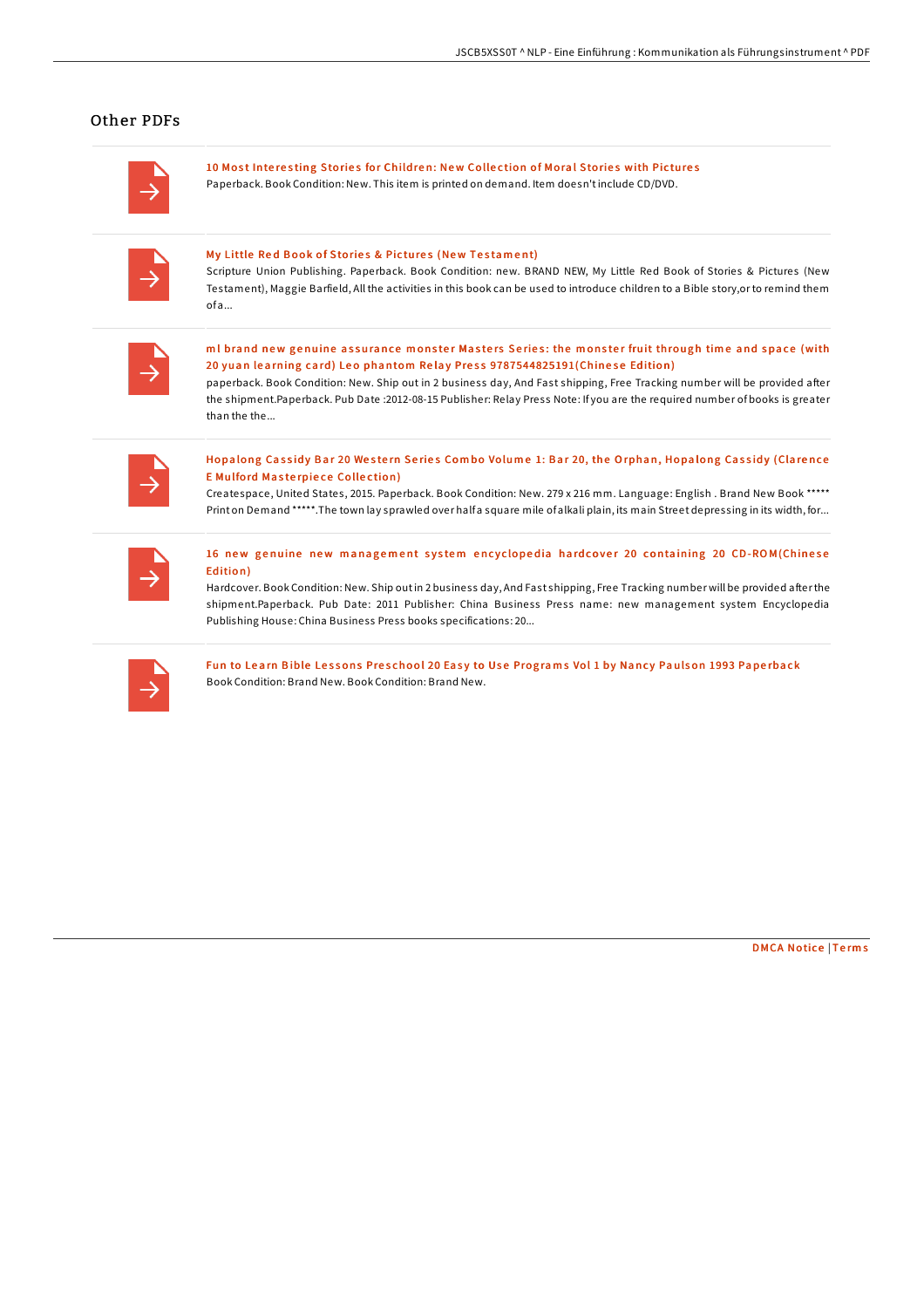## Other PDFs

**10 Most Interesting Stories for Children: New Collection of Moral Stories with Pictures**
Paperback. Book Condition: New. This item is printed on demand. Item doesn't include CD/DVD.

**My Little Red Book of Stories & Pictures (New Testament)**
Scripture Union Publishing. Paperback. Book Condition: new. BRAND NEW, My Little Red Book of Stories & Pictures (New Testament), Maggie Barfield, All the activities in this book can be used to introduce children to a Bible story,or to remind them of a...

**ml brand new genuine assurance monster Masters Series: the monster fruit through time and space (with 20 yuan learning card) Leo phantom Relay Press 9787544825191(Chinese Edition)**
paperback. Book Condition: New. Ship out in 2 business day, And Fast shipping, Free Tracking number will be provided after the shipment.Paperback. Pub Date :2012-08-15 Publisher: Relay Press Note: If you are the required number of books is greater than the the...

**Hopalong Cassidy Bar 20 Western Series Combo Volume 1: Bar 20, the Orphan, Hopalong Cassidy (Clarence E Mulford Masterpiece Collection)**
Createspace, United States, 2015. Paperback. Book Condition: New. 279 x 216 mm. Language: English . Brand New Book ***** Print on Demand *****.The town lay sprawled over half a square mile of alkali plain, its main Street depressing in its width, for...

**16 new genuine new management system encyclopedia hardcover 20 containing 20 CD-ROM(Chinese Edition)**
Hardcover. Book Condition: New. Ship out in 2 business day, And Fast shipping, Free Tracking number will be provided after the shipment.Paperback. Pub Date: 2011 Publisher: China Business Press name: new management system Encyclopedia Publishing House: China Business Press books specifications: 20...

**Fun to Learn Bible Lessons Preschool 20 Easy to Use Programs Vol 1 by Nancy Paulson 1993 Paperback**
Book Condition: Brand New. Book Condition: Brand New.

DMCA Notice | Terms